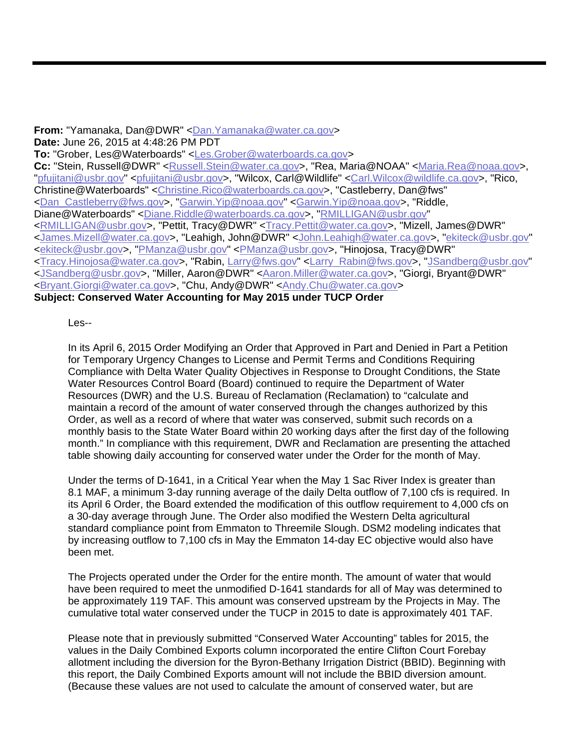---

**From:** "Yamanaka, Dan@DWR" <Dan.Yamanaka@water.ca.gov>
**Date:** June 26, 2015 at 4:48:26 PM PDT
**To:** "Grober, Les@Waterboards" <Les.Grober@waterboards.ca.gov>
**Cc:** "Stein, Russell@DWR" <Russell.Stein@water.ca.gov>, "Rea, Maria@NOAA" <Maria.Rea@noaa.gov>, "pfujitani@usbr.gov" <pfujitani@usbr.gov>, "Wilcox, Carl@Wildlife" <Carl.Wilcox@wildlife.ca.gov>, "Rico, Christine@Waterboards" <Christine.Rico@waterboards.ca.gov>, "Castleberry, Dan@fws" <Dan_Castleberry@fws.gov>, "Garwin.Yip@noaa.gov" <Garwin.Yip@noaa.gov>, "Riddle, Diane@Waterboards" <Diane.Riddle@waterboards.ca.gov>, "RMILLIGAN@usbr.gov" <RMILLIGAN@usbr.gov>, "Pettit, Tracy@DWR" <Tracy.Pettit@water.ca.gov>, "Mizell, James@DWR" <James.Mizell@water.ca.gov>, "Leahigh, John@DWR" <John.Leahigh@water.ca.gov>, "ekiteck@usbr.gov" <ekiteck@usbr.gov>, "PManza@usbr.gov" <PManza@usbr.gov>, "Hinojosa, Tracy@DWR" <Tracy.Hinojosa@water.ca.gov>, "Rabin, Larry@fws.gov" <Larry_Rabin@fws.gov>, "JSandberg@usbr.gov" <JSandberg@usbr.gov>, "Miller, Aaron@DWR" <Aaron.Miller@water.ca.gov>, "Giorgi, Bryant@DWR" <Bryant.Giorgi@water.ca.gov>, "Chu, Andy@DWR" <Andy.Chu@water.ca.gov>
**Subject: Conserved Water Accounting for May 2015 under TUCP Order**

Les--

In its April 6, 2015 Order Modifying an Order that Approved in Part and Denied in Part a Petition for Temporary Urgency Changes to License and Permit Terms and Conditions Requiring Compliance with Delta Water Quality Objectives in Response to Drought Conditions, the State Water Resources Control Board (Board) continued to require the Department of Water Resources (DWR) and the U.S. Bureau of Reclamation (Reclamation) to "calculate and maintain a record of the amount of water conserved through the changes authorized by this Order, as well as a record of where that water was conserved, submit such records on a monthly basis to the State Water Board within 20 working days after the first day of the following month." In compliance with this requirement, DWR and Reclamation are presenting the attached table showing daily accounting for conserved water under the Order for the month of May.

Under the terms of D-1641, in a Critical Year when the May 1 Sac River Index is greater than 8.1 MAF, a minimum 3-day running average of the daily Delta outflow of 7,100 cfs is required. In its April 6 Order, the Board extended the modification of this outflow requirement to 4,000 cfs on a 30-day average through June. The Order also modified the Western Delta agricultural standard compliance point from Emmaton to Threemile Slough. DSM2 modeling indicates that by increasing outflow to 7,100 cfs in May the Emmaton 14-day EC objective would also have been met.

The Projects operated under the Order for the entire month. The amount of water that would have been required to meet the unmodified D-1641 standards for all of May was determined to be approximately 119 TAF. This amount was conserved upstream by the Projects in May. The cumulative total water conserved under the TUCP in 2015 to date is approximately 401 TAF.

Please note that in previously submitted "Conserved Water Accounting" tables for 2015, the values in the Daily Combined Exports column incorporated the entire Clifton Court Forebay allotment including the diversion for the Byron-Bethany Irrigation District (BBID). Beginning with this report, the Daily Combined Exports amount will not include the BBID diversion amount. (Because these values are not used to calculate the amount of conserved water, but are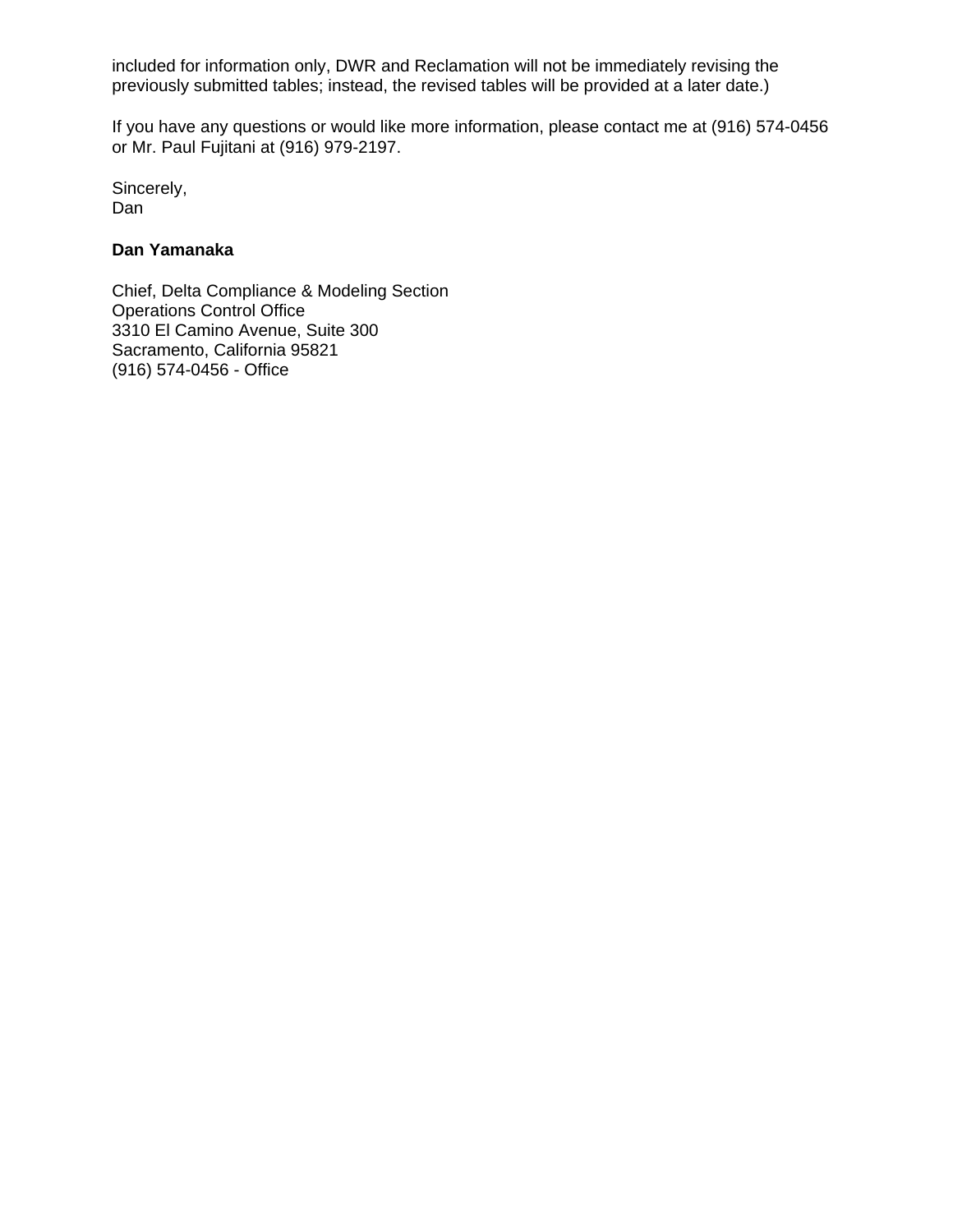included for information only, DWR and Reclamation will not be immediately revising the previously submitted tables; instead, the revised tables will be provided at a later date.)

If you have any questions or would like more information, please contact me at (916) 574-0456 or Mr. Paul Fujitani at (916) 979-2197.

Sincerely,
Dan

**Dan Yamanaka**

Chief, Delta Compliance & Modeling Section
Operations Control Office
3310 El Camino Avenue, Suite 300
Sacramento, California 95821
(916) 574-0456 - Office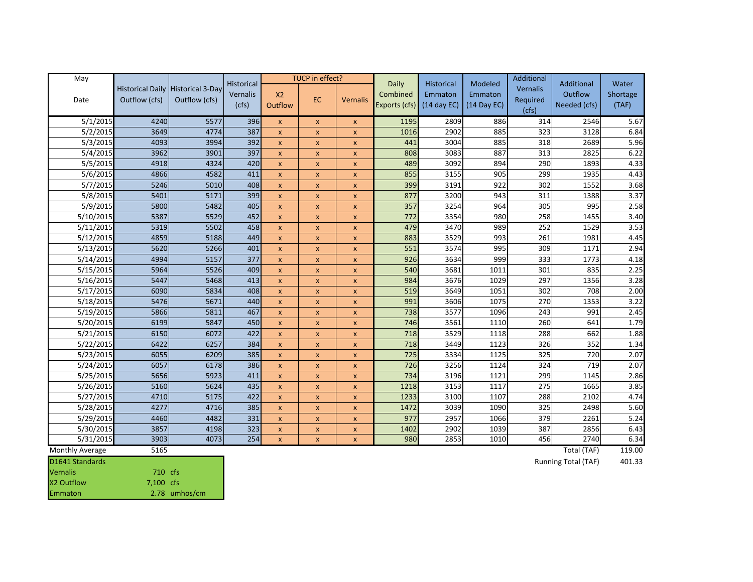| May Date | Historical Daily Outflow (cfs) | Historical 3-Day Outflow (cfs) | Historical Vernalis (cfs) | TUCP in effect? | | | Daily Combined Exports (cfs) | Historical Emmaton (14 day EC) | Modeled Emmaton (14 Day EC) | Additional Vernalis Required (cfs) | Additional Outflow Needed (cfs) | Water Shortage (TAF) |
|---|---|---|---|---|---|---|---|---|---|---|---|---|
| | | | | X2 Outflow | EC | Vernalis | | | | | | |
| 5/1/2015 | 4240 | 5577 | 396 | x | x | x | 1195 | 2809 | 886 | 314 | 2546 | 5.67 |
| 5/2/2015 | 3649 | 4774 | 387 | x | x | x | 1016 | 2902 | 885 | 323 | 3128 | 6.84 |
| 5/3/2015 | 4093 | 3994 | 392 | x | x | x | 441 | 3004 | 885 | 318 | 2689 | 5.96 |
| 5/4/2015 | 3962 | 3901 | 397 | x | x | x | 808 | 3083 | 887 | 313 | 2825 | 6.22 |
| 5/5/2015 | 4918 | 4324 | 420 | x | x | x | 489 | 3092 | 894 | 290 | 1893 | 4.33 |
| 5/6/2015 | 4866 | 4582 | 411 | x | x | x | 855 | 3155 | 905 | 299 | 1935 | 4.43 |
| 5/7/2015 | 5246 | 5010 | 408 | x | x | x | 399 | 3191 | 922 | 302 | 1552 | 3.68 |
| 5/8/2015 | 5401 | 5171 | 399 | x | x | x | 877 | 3200 | 943 | 311 | 1388 | 3.37 |
| 5/9/2015 | 5800 | 5482 | 405 | x | x | x | 357 | 3254 | 964 | 305 | 995 | 2.58 |
| 5/10/2015 | 5387 | 5529 | 452 | x | x | x | 772 | 3354 | 980 | 258 | 1455 | 3.40 |
| 5/11/2015 | 5319 | 5502 | 458 | x | x | x | 479 | 3470 | 989 | 252 | 1529 | 3.53 |
| 5/12/2015 | 4859 | 5188 | 449 | x | x | x | 883 | 3529 | 993 | 261 | 1981 | 4.45 |
| 5/13/2015 | 5620 | 5266 | 401 | x | x | x | 551 | 3574 | 995 | 309 | 1171 | 2.94 |
| 5/14/2015 | 4994 | 5157 | 377 | x | x | x | 926 | 3634 | 999 | 333 | 1773 | 4.18 |
| 5/15/2015 | 5964 | 5526 | 409 | x | x | x | 540 | 3681 | 1011 | 301 | 835 | 2.25 |
| 5/16/2015 | 5447 | 5468 | 413 | x | x | x | 984 | 3676 | 1029 | 297 | 1356 | 3.28 |
| 5/17/2015 | 6090 | 5834 | 408 | x | x | x | 519 | 3649 | 1051 | 302 | 708 | 2.00 |
| 5/18/2015 | 5476 | 5671 | 440 | x | x | x | 991 | 3606 | 1075 | 270 | 1353 | 3.22 |
| 5/19/2015 | 5866 | 5811 | 467 | x | x | x | 738 | 3577 | 1096 | 243 | 991 | 2.45 |
| 5/20/2015 | 6199 | 5847 | 450 | x | x | x | 746 | 3561 | 1110 | 260 | 641 | 1.79 |
| 5/21/2015 | 6150 | 6072 | 422 | x | x | x | 718 | 3529 | 1118 | 288 | 662 | 1.88 |
| 5/22/2015 | 6422 | 6257 | 384 | x | x | x | 718 | 3449 | 1123 | 326 | 352 | 1.34 |
| 5/23/2015 | 6055 | 6209 | 385 | x | x | x | 725 | 3334 | 1125 | 325 | 720 | 2.07 |
| 5/24/2015 | 6057 | 6178 | 386 | x | x | x | 726 | 3256 | 1124 | 324 | 719 | 2.07 |
| 5/25/2015 | 5656 | 5923 | 411 | x | x | x | 734 | 3196 | 1121 | 299 | 1145 | 2.86 |
| 5/26/2015 | 5160 | 5624 | 435 | x | x | x | 1218 | 3153 | 1117 | 275 | 1665 | 3.85 |
| 5/27/2015 | 4710 | 5175 | 422 | x | x | x | 1233 | 3100 | 1107 | 288 | 2102 | 4.74 |
| 5/28/2015 | 4277 | 4716 | 385 | x | x | x | 1472 | 3039 | 1090 | 325 | 2498 | 5.60 |
| 5/29/2015 | 4460 | 4482 | 331 | x | x | x | 977 | 2957 | 1066 | 379 | 2261 | 5.24 |
| 5/30/2015 | 3857 | 4198 | 323 | x | x | x | 1402 | 2902 | 1039 | 387 | 2856 | 6.43 |
| 5/31/2015 | 3903 | 4073 | 254 | x | x | x | 980 | 2853 | 1010 | 456 | 2740 | 6.34 |
| Monthly Average | 5165 | | | | | | | | | | Total (TAF) | 119.00 |
| | | | | | | | | | | | Running Total (TAF) | 401.33 |

| D1641 Standards | | |
|---|---|---|
| Vernalis | 710 | cfs |
| X2 Outflow | 7,100 | cfs |
| Emmaton | 2.78 | umhos/cm |